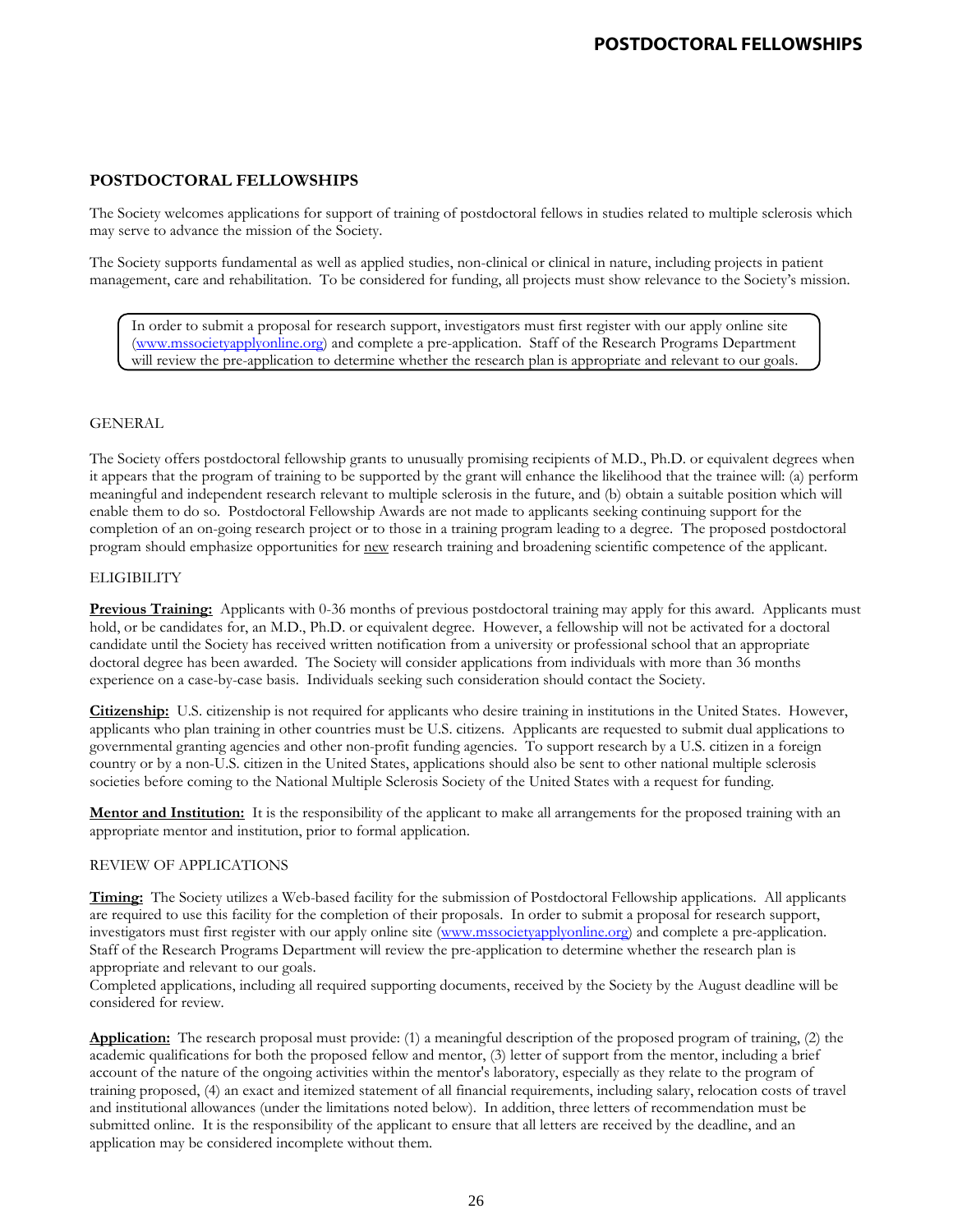# POSTDOCTORAL FELLOWSHIPS

The Society welcomes applications for support of training of postdoctoral fellows in studies related to multiple sclerosis which may serve to advance the mission of the Society.

The Society supports fundamental as well as applied studies, non-clinical or clinical in nature, including projects in patient management, care and rehabilitation. To be considered for funding, all projects must show relevance to the Society's mission.

> In order to submit a proposal for research support, investigators must first register with our apply online site (www.mssocietyapplyonline.org) and complete a pre-application. Staff of the Research Programs Department will review the pre-application to determine whether the research plan is appropriate and relevant to our goals.

## GENERAL

The Society offers postdoctoral fellowship grants to unusually promising recipients of M.D., Ph.D. or equivalent degrees when it appears that the program of training to be supported by the grant will enhance the likelihood that the trainee will: (a) perform meaningful and independent research relevant to multiple sclerosis in the future, and (b) obtain a suitable position which will enable them to do so. Postdoctoral Fellowship Awards are not made to applicants seeking continuing support for the completion of an on-going research project or to those in a training program leading to a degree. The proposed postdoctoral program should emphasize opportunities for <u>new</u> research training and broadening scientific competence of the applicant.

## ELIGIBILITY

**<u>Previous Training:</u>** Applicants with 0-36 months of previous postdoctoral training may apply for this award. Applicants must hold, or be candidates for, an M.D., Ph.D. or equivalent degree. However, a fellowship will not be activated for a doctoral candidate until the Society has received written notification from a university or professional school that an appropriate doctoral degree has been awarded. The Society will consider applications from individuals with more than 36 months experience on a case-by-case basis. Individuals seeking such consideration should contact the Society.

**<u>Citizenship:</u>** U.S. citizenship is not required for applicants who desire training in institutions in the United States. However, applicants who plan training in other countries must be U.S. citizens. Applicants are requested to submit dual applications to governmental granting agencies and other non-profit funding agencies. To support research by a U.S. citizen in a foreign country or by a non-U.S. citizen in the United States, applications should also be sent to other national multiple sclerosis societies before coming to the National Multiple Sclerosis Society of the United States with a request for funding.

**<u>Mentor and Institution:</u>** It is the responsibility of the applicant to make all arrangements for the proposed training with an appropriate mentor and institution, prior to formal application.

## REVIEW OF APPLICATIONS

**<u>Timing:</u>** The Society utilizes a Web-based facility for the submission of Postdoctoral Fellowship applications. All applicants are required to use this facility for the completion of their proposals. In order to submit a proposal for research support, investigators must first register with our apply online site (www.mssocietyapplyonline.org) and complete a pre-application. Staff of the Research Programs Department will review the pre-application to determine whether the research plan is appropriate and relevant to our goals.
Completed applications, including all required supporting documents, received by the Society by the August deadline will be considered for review.

**<u>Application:</u>** The research proposal must provide: (1) a meaningful description of the proposed program of training, (2) the academic qualifications for both the proposed fellow and mentor, (3) letter of support from the mentor, including a brief account of the nature of the ongoing activities within the mentor's laboratory, especially as they relate to the program of training proposed, (4) an exact and itemized statement of all financial requirements, including salary, relocation costs of travel and institutional allowances (under the limitations noted below). In addition, three letters of recommendation must be submitted online. It is the responsibility of the applicant to ensure that all letters are received by the deadline, and an application may be considered incomplete without them.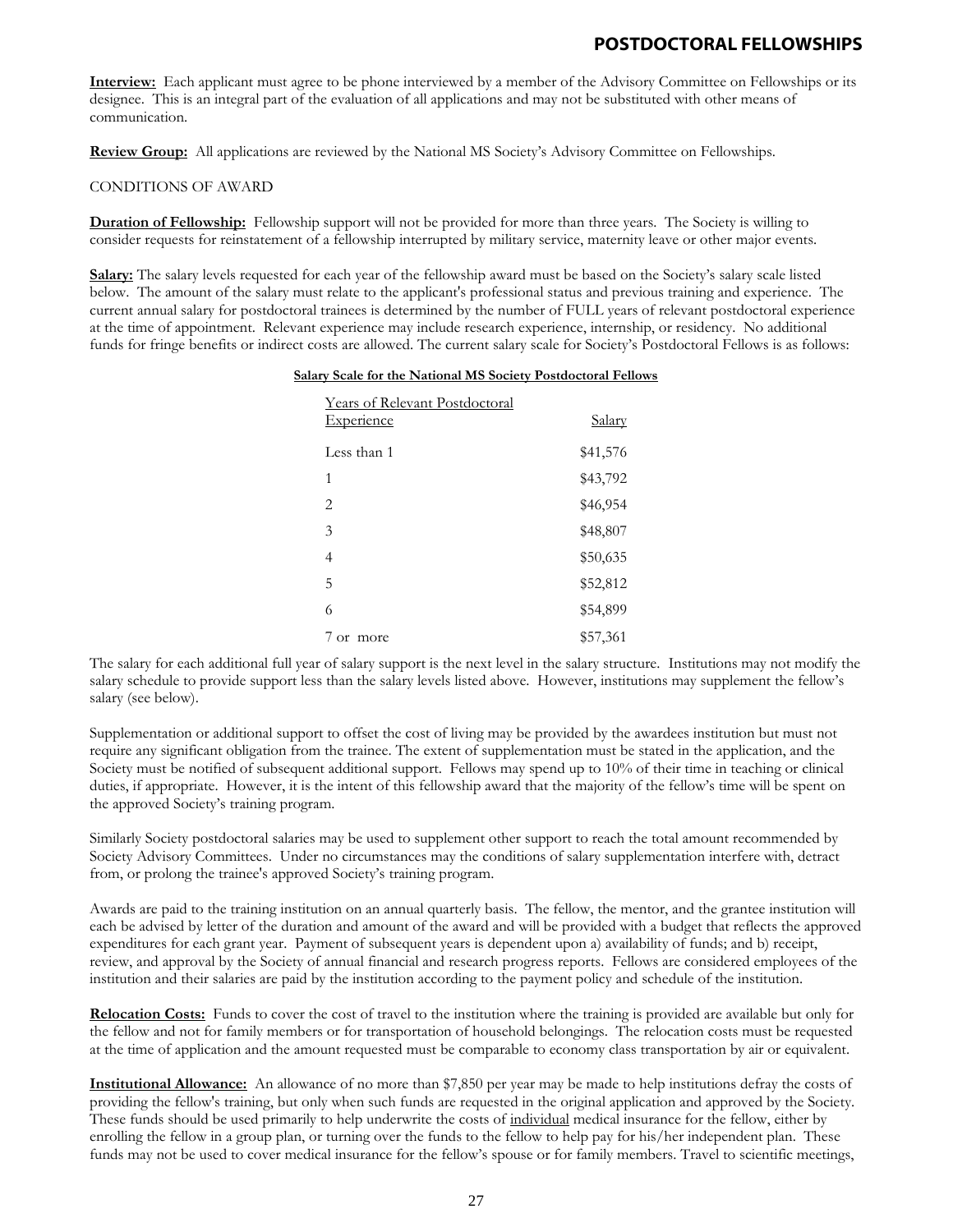**Interview:** Each applicant must agree to be phone interviewed by a member of the Advisory Committee on Fellowships or its designee. This is an integral part of the evaluation of all applications and may not be substituted with other means of communication.

**Review Group:** All applications are reviewed by the National MS Society's Advisory Committee on Fellowships.

CONDITIONS OF AWARD

**Duration of Fellowship:** Fellowship support will not be provided for more than three years. The Society is willing to consider requests for reinstatement of a fellowship interrupted by military service, maternity leave or other major events.

**Salary:** The salary levels requested for each year of the fellowship award must be based on the Society's salary scale listed below. The amount of the salary must relate to the applicant's professional status and previous training and experience. The current annual salary for postdoctoral trainees is determined by the number of FULL years of relevant postdoctoral experience at the time of appointment. Relevant experience may include research experience, internship, or residency. No additional funds for fringe benefits or indirect costs are allowed. The current salary scale for Society's Postdoctoral Fellows is as follows:

**Salary Scale for the National MS Society Postdoctoral Fellows**

| Years of Relevant Postdoctoral Experience | Salary |
|---|---|
| Less than 1 | $41,576 |
| 1 | $43,792 |
| 2 | $46,954 |
| 3 | $48,807 |
| 4 | $50,635 |
| 5 | $52,812 |
| 6 | $54,899 |
| 7 or more | $57,361 |

The salary for each additional full year of salary support is the next level in the salary structure. Institutions may not modify the salary schedule to provide support less than the salary levels listed above. However, institutions may supplement the fellow's salary (see below).

Supplementation or additional support to offset the cost of living may be provided by the awardees institution but must not require any significant obligation from the trainee. The extent of supplementation must be stated in the application, and the Society must be notified of subsequent additional support. Fellows may spend up to 10% of their time in teaching or clinical duties, if appropriate. However, it is the intent of this fellowship award that the majority of the fellow's time will be spent on the approved Society's training program.

Similarly Society postdoctoral salaries may be used to supplement other support to reach the total amount recommended by Society Advisory Committees. Under no circumstances may the conditions of salary supplementation interfere with, detract from, or prolong the trainee's approved Society's training program.

Awards are paid to the training institution on an annual quarterly basis. The fellow, the mentor, and the grantee institution will each be advised by letter of the duration and amount of the award and will be provided with a budget that reflects the approved expenditures for each grant year. Payment of subsequent years is dependent upon a) availability of funds; and b) receipt, review, and approval by the Society of annual financial and research progress reports. Fellows are considered employees of the institution and their salaries are paid by the institution according to the payment policy and schedule of the institution.

**Relocation Costs:** Funds to cover the cost of travel to the institution where the training is provided are available but only for the fellow and not for family members or for transportation of household belongings. The relocation costs must be requested at the time of application and the amount requested must be comparable to economy class transportation by air or equivalent.

**Institutional Allowance:** An allowance of no more than $7,850 per year may be made to help institutions defray the costs of providing the fellow's training, but only when such funds are requested in the original application and approved by the Society. These funds should be used primarily to help underwrite the costs of individual medical insurance for the fellow, either by enrolling the fellow in a group plan, or turning over the funds to the fellow to help pay for his/her independent plan. These funds may not be used to cover medical insurance for the fellow's spouse or for family members. Travel to scientific meetings,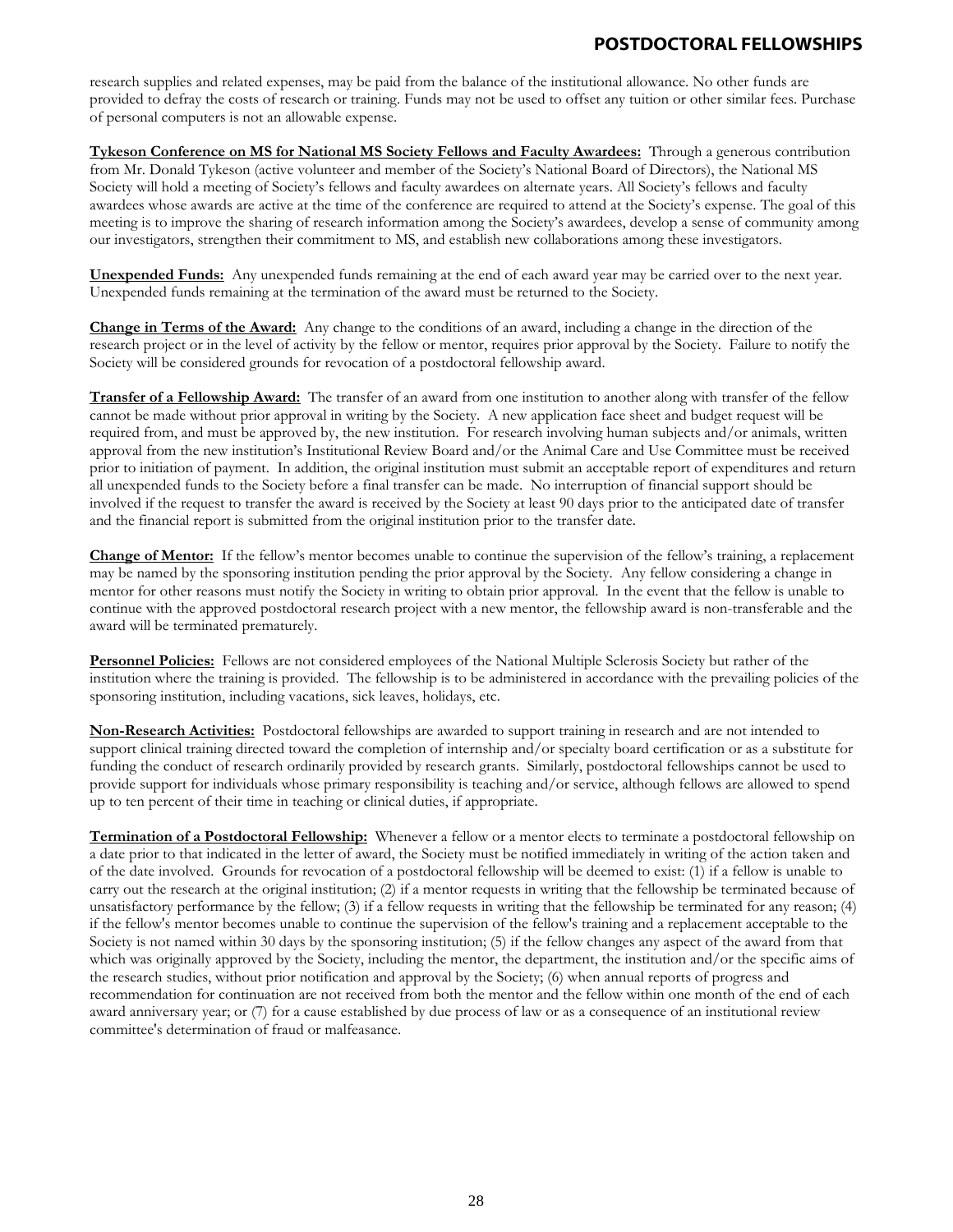research supplies and related expenses, may be paid from the balance of the institutional allowance. No other funds are provided to defray the costs of research or training. Funds may not be used to offset any tuition or other similar fees. Purchase of personal computers is not an allowable expense.

**Tykeson Conference on MS for National MS Society Fellows and Faculty Awardees:** Through a generous contribution from Mr. Donald Tykeson (active volunteer and member of the Society's National Board of Directors), the National MS Society will hold a meeting of Society's fellows and faculty awardees on alternate years. All Society's fellows and faculty awardees whose awards are active at the time of the conference are required to attend at the Society's expense. The goal of this meeting is to improve the sharing of research information among the Society's awardees, develop a sense of community among our investigators, strengthen their commitment to MS, and establish new collaborations among these investigators.

**Unexpended Funds:** Any unexpended funds remaining at the end of each award year may be carried over to the next year. Unexpended funds remaining at the termination of the award must be returned to the Society.

**Change in Terms of the Award:** Any change to the conditions of an award, including a change in the direction of the research project or in the level of activity by the fellow or mentor, requires prior approval by the Society. Failure to notify the Society will be considered grounds for revocation of a postdoctoral fellowship award.

**Transfer of a Fellowship Award:** The transfer of an award from one institution to another along with transfer of the fellow cannot be made without prior approval in writing by the Society. A new application face sheet and budget request will be required from, and must be approved by, the new institution. For research involving human subjects and/or animals, written approval from the new institution's Institutional Review Board and/or the Animal Care and Use Committee must be received prior to initiation of payment. In addition, the original institution must submit an acceptable report of expenditures and return all unexpended funds to the Society before a final transfer can be made. No interruption of financial support should be involved if the request to transfer the award is received by the Society at least 90 days prior to the anticipated date of transfer and the financial report is submitted from the original institution prior to the transfer date.

**Change of Mentor:** If the fellow's mentor becomes unable to continue the supervision of the fellow's training, a replacement may be named by the sponsoring institution pending the prior approval by the Society. Any fellow considering a change in mentor for other reasons must notify the Society in writing to obtain prior approval. In the event that the fellow is unable to continue with the approved postdoctoral research project with a new mentor, the fellowship award is non-transferable and the award will be terminated prematurely.

**Personnel Policies:** Fellows are not considered employees of the National Multiple Sclerosis Society but rather of the institution where the training is provided. The fellowship is to be administered in accordance with the prevailing policies of the sponsoring institution, including vacations, sick leaves, holidays, etc.

**Non-Research Activities:** Postdoctoral fellowships are awarded to support training in research and are not intended to support clinical training directed toward the completion of internship and/or specialty board certification or as a substitute for funding the conduct of research ordinarily provided by research grants. Similarly, postdoctoral fellowships cannot be used to provide support for individuals whose primary responsibility is teaching and/or service, although fellows are allowed to spend up to ten percent of their time in teaching or clinical duties, if appropriate.

**Termination of a Postdoctoral Fellowship:** Whenever a fellow or a mentor elects to terminate a postdoctoral fellowship on a date prior to that indicated in the letter of award, the Society must be notified immediately in writing of the action taken and of the date involved. Grounds for revocation of a postdoctoral fellowship will be deemed to exist: (1) if a fellow is unable to carry out the research at the original institution; (2) if a mentor requests in writing that the fellowship be terminated because of unsatisfactory performance by the fellow; (3) if a fellow requests in writing that the fellowship be terminated for any reason; (4) if the fellow's mentor becomes unable to continue the supervision of the fellow's training and a replacement acceptable to the Society is not named within 30 days by the sponsoring institution; (5) if the fellow changes any aspect of the award from that which was originally approved by the Society, including the mentor, the department, the institution and/or the specific aims of the research studies, without prior notification and approval by the Society; (6) when annual reports of progress and recommendation for continuation are not received from both the mentor and the fellow within one month of the end of each award anniversary year; or (7) for a cause established by due process of law or as a consequence of an institutional review committee's determination of fraud or malfeasance.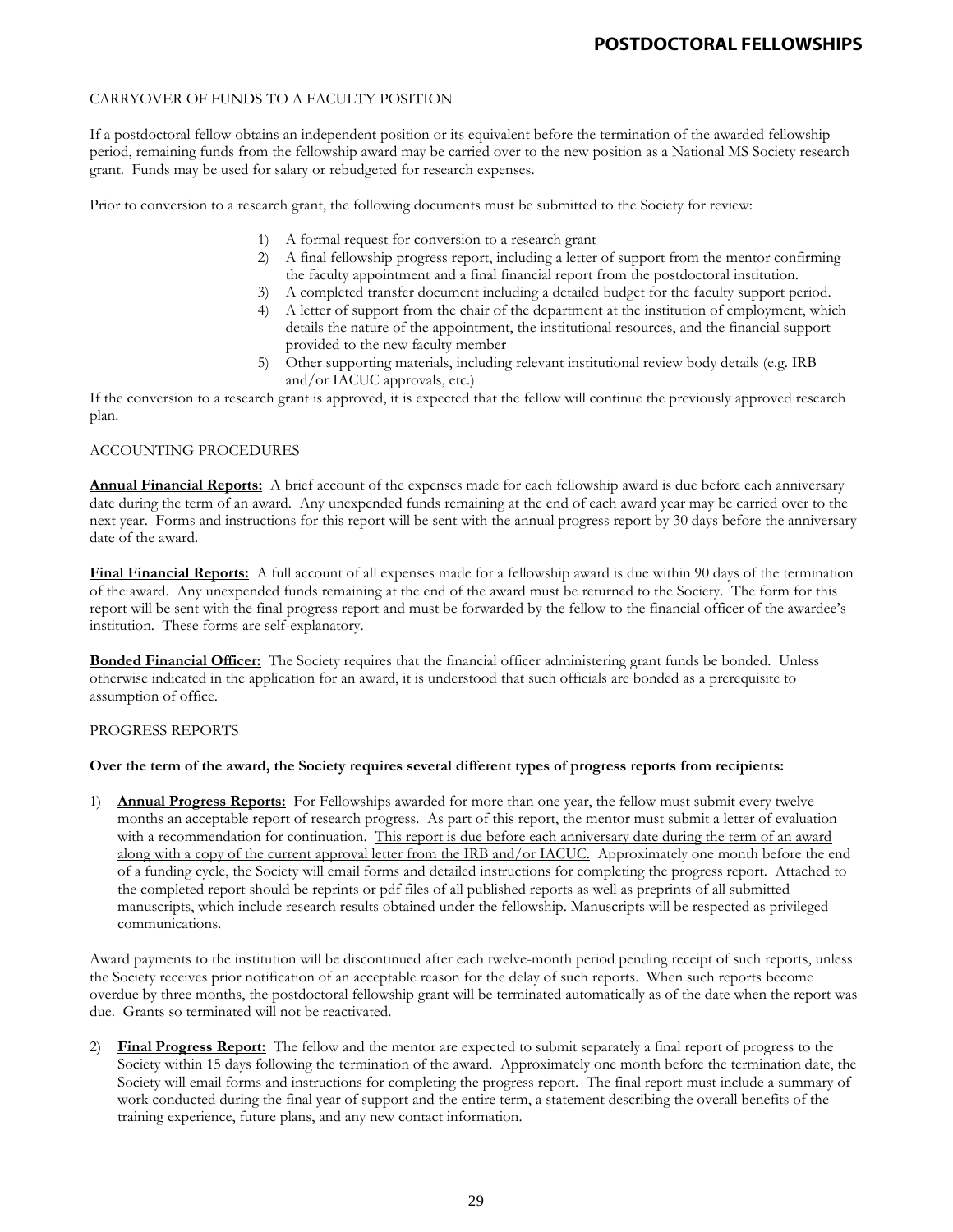## CARRYOVER OF FUNDS TO A FACULTY POSITION

If a postdoctoral fellow obtains an independent position or its equivalent before the termination of the awarded fellowship period, remaining funds from the fellowship award may be carried over to the new position as a National MS Society research grant. Funds may be used for salary or rebudgeted for research expenses.

Prior to conversion to a research grant, the following documents must be submitted to the Society for review:

1) A formal request for conversion to a research grant
2) A final fellowship progress report, including a letter of support from the mentor confirming the faculty appointment and a final financial report from the postdoctoral institution.
3) A completed transfer document including a detailed budget for the faculty support period.
4) A letter of support from the chair of the department at the institution of employment, which details the nature of the appointment, the institutional resources, and the financial support provided to the new faculty member
5) Other supporting materials, including relevant institutional review body details (e.g. IRB and/or IACUC approvals, etc.)

If the conversion to a research grant is approved, it is expected that the fellow will continue the previously approved research plan.

## ACCOUNTING PROCEDURES

**Annual Financial Reports:** A brief account of the expenses made for each fellowship award is due before each anniversary date during the term of an award. Any unexpended funds remaining at the end of each award year may be carried over to the next year. Forms and instructions for this report will be sent with the annual progress report by 30 days before the anniversary date of the award.

**Final Financial Reports:** A full account of all expenses made for a fellowship award is due within 90 days of the termination of the award. Any unexpended funds remaining at the end of the award must be returned to the Society. The form for this report will be sent with the final progress report and must be forwarded by the fellow to the financial officer of the awardee's institution. These forms are self-explanatory.

**Bonded Financial Officer:** The Society requires that the financial officer administering grant funds be bonded. Unless otherwise indicated in the application for an award, it is understood that such officials are bonded as a prerequisite to assumption of office.

## PROGRESS REPORTS

**Over the term of the award, the Society requires several different types of progress reports from recipients:**

1) **Annual Progress Reports:** For Fellowships awarded for more than one year, the fellow must submit every twelve months an acceptable report of research progress. As part of this report, the mentor must submit a letter of evaluation with a recommendation for continuation. This report is due before each anniversary date during the term of an award along with a copy of the current approval letter from the IRB and/or IACUC. Approximately one month before the end of a funding cycle, the Society will email forms and detailed instructions for completing the progress report. Attached to the completed report should be reprints or pdf files of all published reports as well as preprints of all submitted manuscripts, which include research results obtained under the fellowship. Manuscripts will be respected as privileged communications.

Award payments to the institution will be discontinued after each twelve-month period pending receipt of such reports, unless the Society receives prior notification of an acceptable reason for the delay of such reports. When such reports become overdue by three months, the postdoctoral fellowship grant will be terminated automatically as of the date when the report was due. Grants so terminated will not be reactivated.

2) **Final Progress Report:** The fellow and the mentor are expected to submit separately a final report of progress to the Society within 15 days following the termination of the award. Approximately one month before the termination date, the Society will email forms and instructions for completing the progress report. The final report must include a summary of work conducted during the final year of support and the entire term, a statement describing the overall benefits of the training experience, future plans, and any new contact information.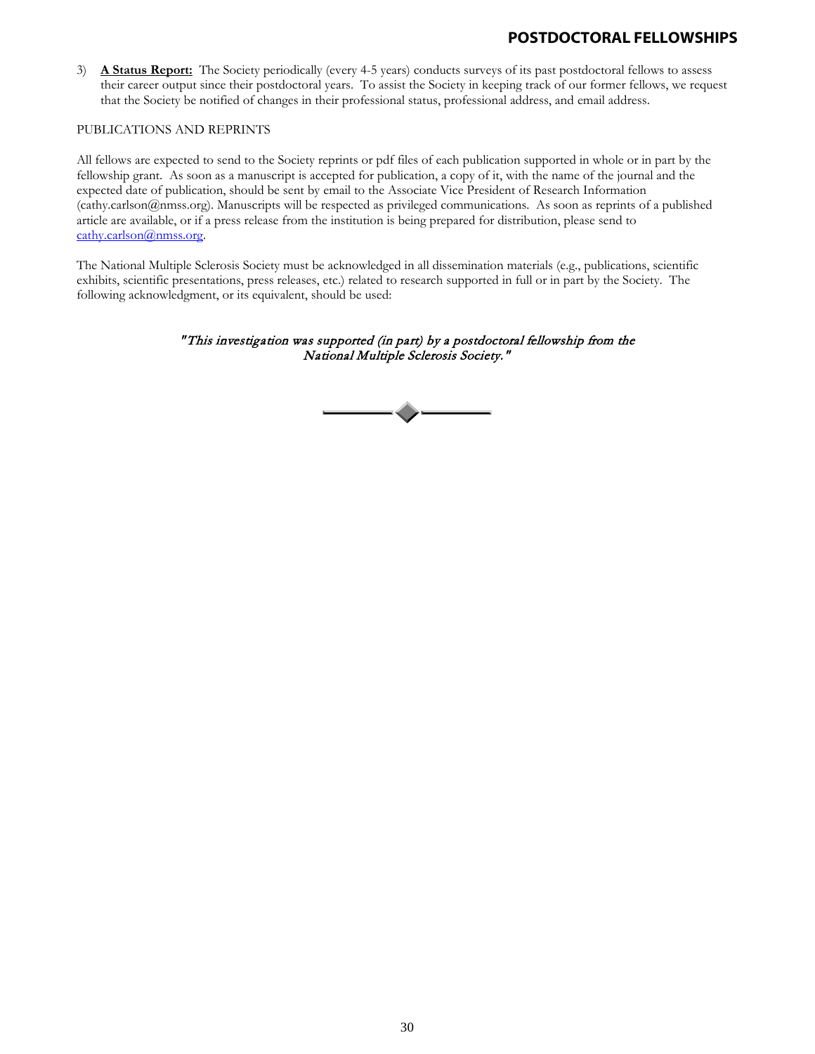3) **A Status Report:** The Society periodically (every 4-5 years) conducts surveys of its past postdoctoral fellows to assess their career output since their postdoctoral years. To assist the Society in keeping track of our former fellows, we request that the Society be notified of changes in their professional status, professional address, and email address.

PUBLICATIONS AND REPRINTS

All fellows are expected to send to the Society reprints or pdf files of each publication supported in whole or in part by the fellowship grant. As soon as a manuscript is accepted for publication, a copy of it, with the name of the journal and the expected date of publication, should be sent by email to the Associate Vice President of Research Information (cathy.carlson@nmss.org). Manuscripts will be respected as privileged communications. As soon as reprints of a published article are available, or if a press release from the institution is being prepared for distribution, please send to cathy.carlson@nmss.org.

The National Multiple Sclerosis Society must be acknowledged in all dissemination materials (e.g., publications, scientific exhibits, scientific presentations, press releases, etc.) related to research supported in full or in part by the Society. The following acknowledgment, or its equivalent, should be used:

*"This investigation was supported (in part) by a postdoctoral fellowship from the National Multiple Sclerosis Society."*